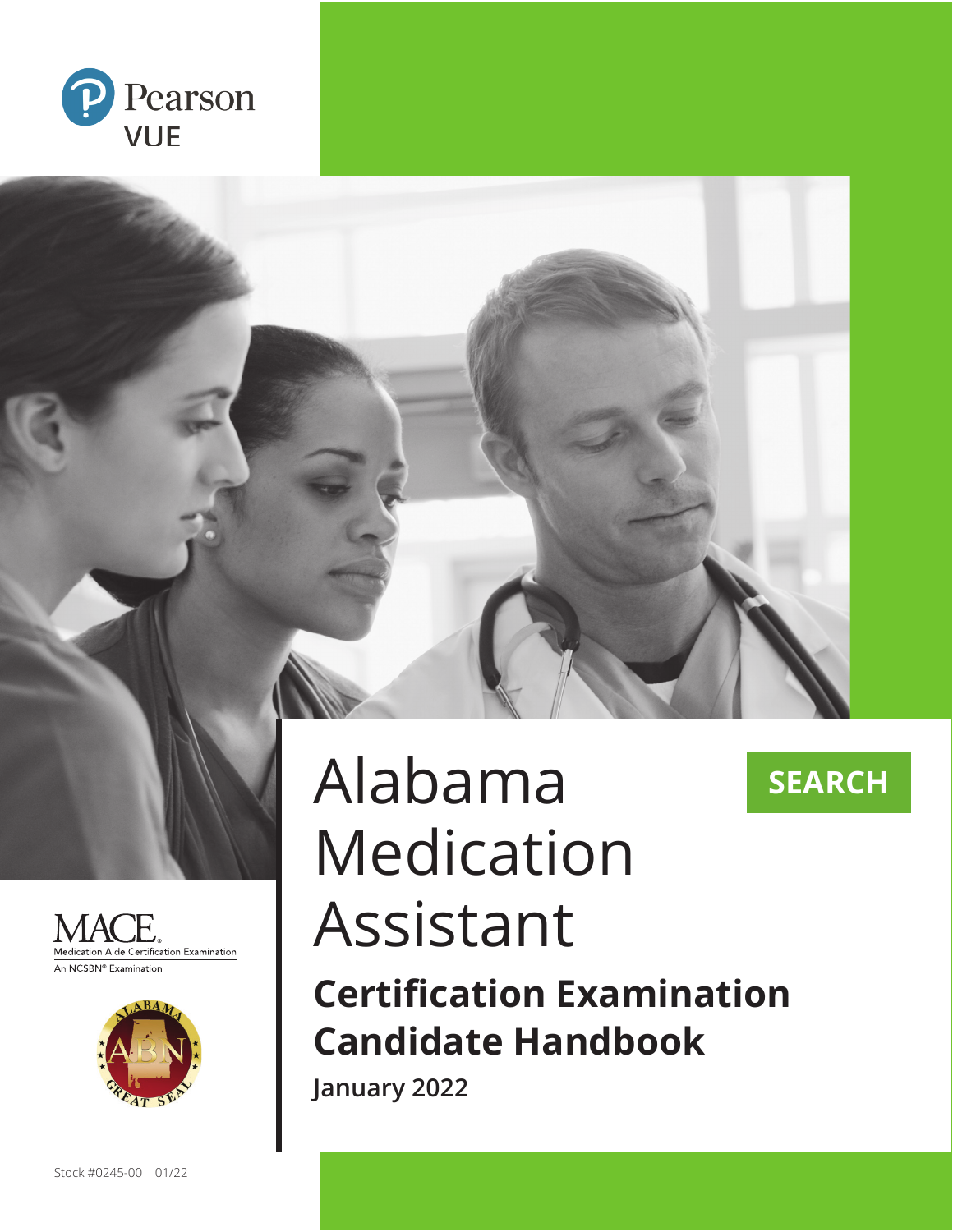Pearson VUE

# Alabama Medication Assistant

## Certification Examination Candidate Handbook

January 2022

SEARCH

MACE
Medication Aide Certification Examination
An NCSBN® Examination

Stock #0245-00 01/22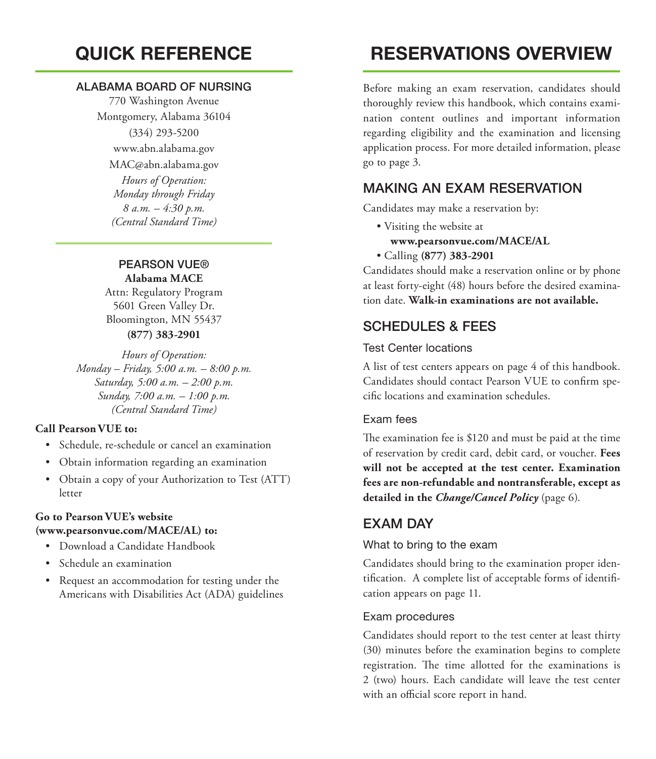# QUICK REFERENCE

## ALABAMA BOARD OF NURSING

770 Washington Avenue
Montgomery, Alabama 36104
(334) 293-5200
www.abn.alabama.gov
MAC@abn.alabama.gov

*Hours of Operation:*
*Monday through Friday*
*8 a.m. – 4:30 p.m.*
*(Central Standard Time)*

## PEARSON VUE®

**Alabama MACE**
Attn: Regulatory Program
5601 Green Valley Dr.
Bloomington, MN 55437
**(877) 383-2901**

*Hours of Operation:*
*Monday – Friday, 5:00 a.m. – 8:00 p.m.*
*Saturday, 5:00 a.m. – 2:00 p.m.*
*Sunday, 7:00 a.m. – 1:00 p.m.*
*(Central Standard Time)*

**Call Pearson VUE to:**

- Schedule, re-schedule or cancel an examination
- Obtain information regarding an examination
- Obtain a copy of your Authorization to Test (ATT) letter

**Go to Pearson VUE's website (www.pearsonvue.com/MACE/AL) to:**

- Download a Candidate Handbook
- Schedule an examination
- Request an accommodation for testing under the Americans with Disabilities Act (ADA) guidelines

# RESERVATIONS OVERVIEW

Before making an exam reservation, candidates should thoroughly review this handbook, which contains examination content outlines and important information regarding eligibility and the examination and licensing application process. For more detailed information, please go to page 3.

## MAKING AN EXAM RESERVATION

Candidates may make a reservation by:

- Visiting the website at **www.pearsonvue.com/MACE/AL**
- Calling **(877) 383-2901**

Candidates should make a reservation online or by phone at least forty-eight (48) hours before the desired examination date. **Walk-in examinations are not available.**

## SCHEDULES & FEES

### Test Center locations

A list of test centers appears on page 4 of this handbook. Candidates should contact Pearson VUE to confirm specific locations and examination schedules.

### Exam fees

The examination fee is $120 and must be paid at the time of reservation by credit card, debit card, or voucher. **Fees will not be accepted at the test center. Examination fees are non-refundable and nontransferable, except as detailed in the *Change/Cancel Policy*** (page 6).

## EXAM DAY

### What to bring to the exam

Candidates should bring to the examination proper identification. A complete list of acceptable forms of identification appears on page 11.

### Exam procedures

Candidates should report to the test center at least thirty (30) minutes before the examination begins to complete registration. The time allotted for the examinations is 2 (two) hours. Each candidate will leave the test center with an official score report in hand.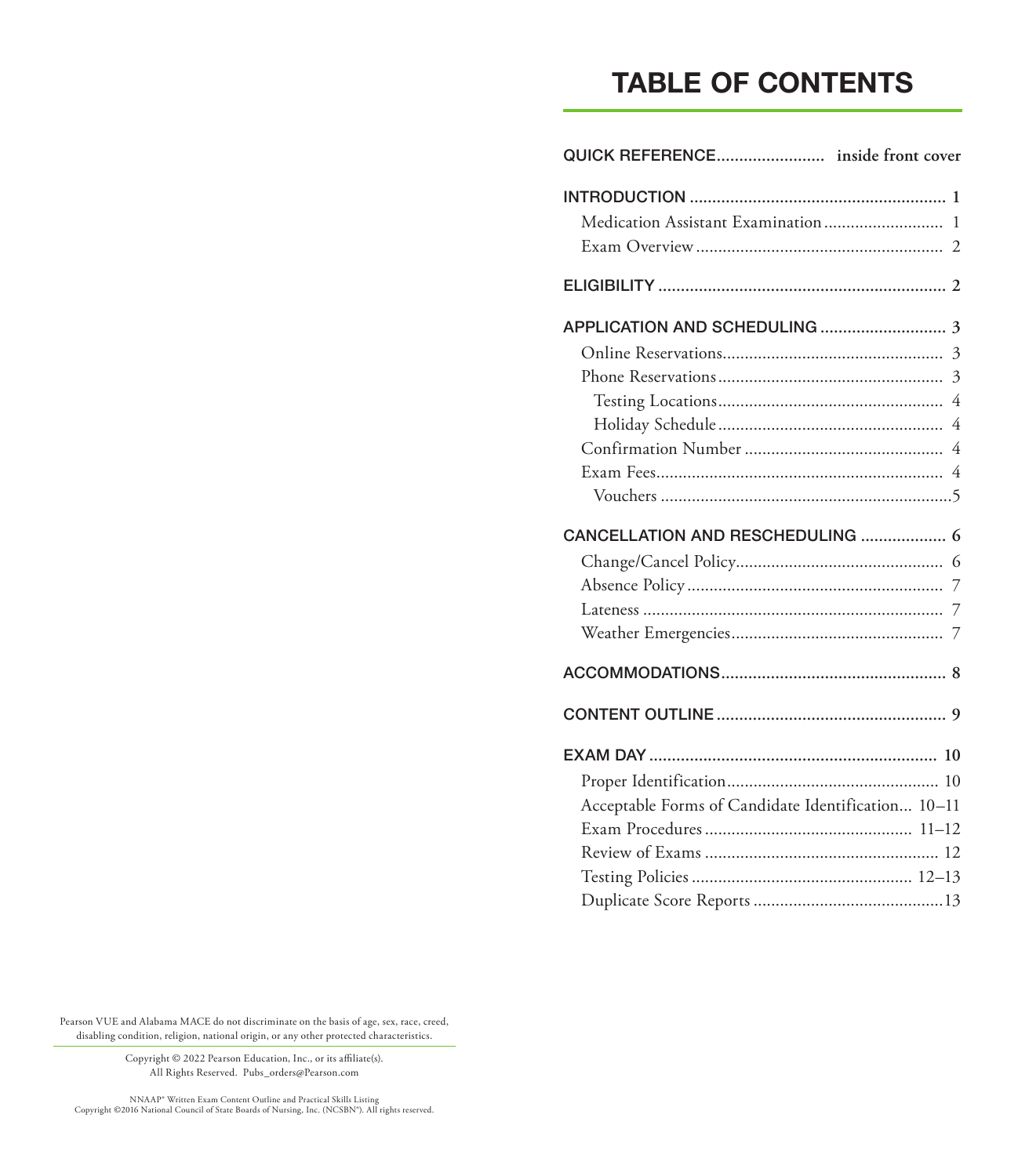# TABLE OF CONTENTS

**QUICK REFERENCE** ........................ **inside front cover**

**INTRODUCTION** ........................................................ **1**
- Medication Assistant Examination ........................... 1
- Exam Overview ....................................................... 2

**ELIGIBILITY** ............................................................... **2**

**APPLICATION AND SCHEDULING** ............................ **3**
- Online Reservations.................................................. 3
- Phone Reservations................................................... 3
  - Testing Locations.................................................... 4
  - Holiday Schedule.................................................... 4
- Confirmation Number ............................................. 4
- Exam Fees................................................................. 4
  - Vouchers ..................................................................5

**CANCELLATION AND RESCHEDULING** ................... **6**
- Change/Cancel Policy............................................... 6
- Absence Policy .......................................................... 7
- Lateness .................................................................... 7
- Weather Emergencies................................................ 7

**ACCOMMODATIONS**.................................................. **8**

**CONTENT OUTLINE** ................................................... **9**

**EXAM DAY** ............................................................... **10**
- Proper Identification................................................ 10
- Acceptable Forms of Candidate Identification... 10–11
- Exam Procedures ............................................... 11–12
- Review of Exams ..................................................... 12
- Testing Policies .................................................. 12–13
- Duplicate Score Reports ...........................................13

Pearson VUE and Alabama MACE do not discriminate on the basis of age, sex, race, creed, disabling condition, religion, national origin, or any other protected characteristics.

Copyright © 2022 Pearson Education, Inc., or its affiliate(s). All Rights Reserved. Pubs_orders@Pearson.com

NNAAP® Written Exam Content Outline and Practical Skills Listing
Copyright ©2016 National Council of State Boards of Nursing, Inc. (NCSBN®). All rights reserved.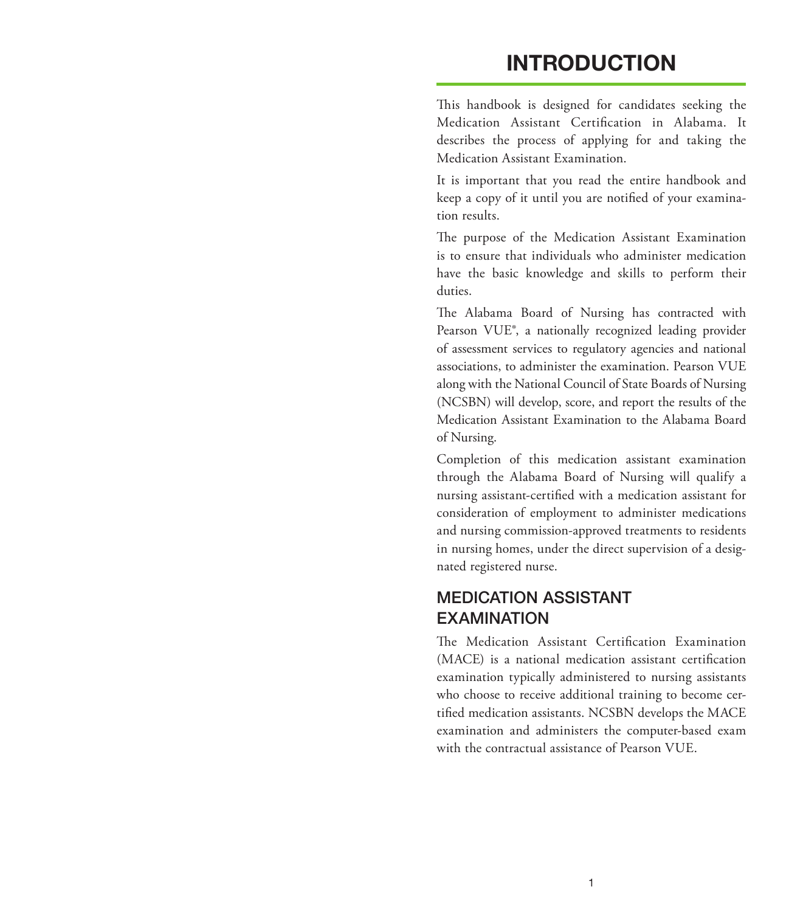# INTRODUCTION

This handbook is designed for candidates seeking the Medication Assistant Certification in Alabama. It describes the process of applying for and taking the Medication Assistant Examination.

It is important that you read the entire handbook and keep a copy of it until you are notified of your examination results.

The purpose of the Medication Assistant Examination is to ensure that individuals who administer medication have the basic knowledge and skills to perform their duties.

The Alabama Board of Nursing has contracted with Pearson VUE®, a nationally recognized leading provider of assessment services to regulatory agencies and national associations, to administer the examination. Pearson VUE along with the National Council of State Boards of Nursing (NCSBN) will develop, score, and report the results of the Medication Assistant Examination to the Alabama Board of Nursing.

Completion of this medication assistant examination through the Alabama Board of Nursing will qualify a nursing assistant-certified with a medication assistant for consideration of employment to administer medications and nursing commission-approved treatments to residents in nursing homes, under the direct supervision of a designated registered nurse.

## MEDICATION ASSISTANT EXAMINATION

The Medication Assistant Certification Examination (MACE) is a national medication assistant certification examination typically administered to nursing assistants who choose to receive additional training to become certified medication assistants. NCSBN develops the MACE examination and administers the computer-based exam with the contractual assistance of Pearson VUE.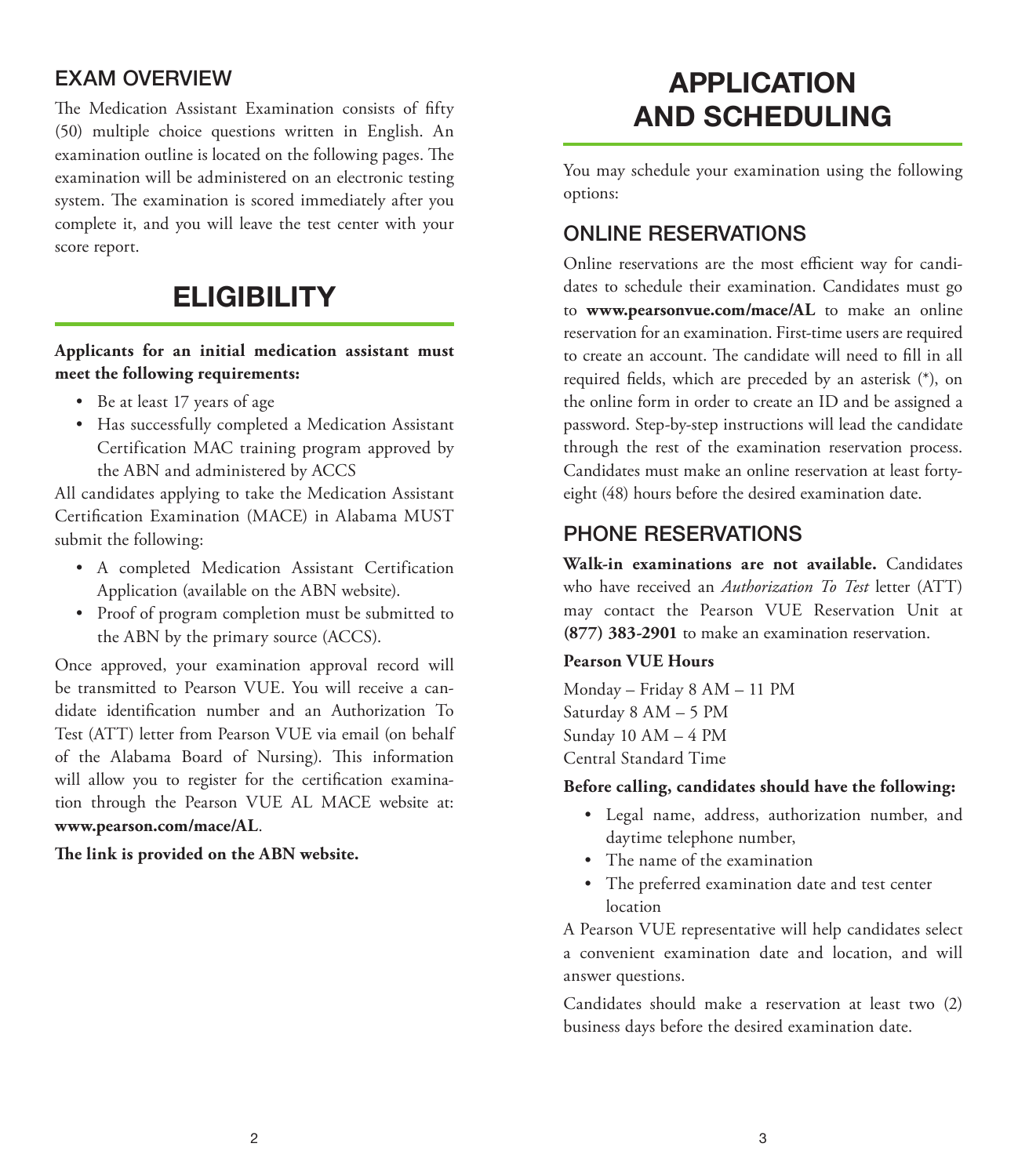## EXAM OVERVIEW

The Medication Assistant Examination consists of fifty (50) multiple choice questions written in English. An examination outline is located on the following pages. The examination will be administered on an electronic testing system. The examination is scored immediately after you complete it, and you will leave the test center with your score report.

# ELIGIBILITY

**Applicants for an initial medication assistant must meet the following requirements:**

- Be at least 17 years of age
- Has successfully completed a Medication Assistant Certification MAC training program approved by the ABN and administered by ACCS

All candidates applying to take the Medication Assistant Certification Examination (MACE) in Alabama MUST submit the following:

- A completed Medication Assistant Certification Application (available on the ABN website).
- Proof of program completion must be submitted to the ABN by the primary source (ACCS).

Once approved, your examination approval record will be transmitted to Pearson VUE. You will receive a candidate identification number and an Authorization To Test (ATT) letter from Pearson VUE via email (on behalf of the Alabama Board of Nursing). This information will allow you to register for the certification examination through the Pearson VUE AL MACE website at: **www.pearson.com/mace/AL**.

**The link is provided on the ABN website.**

# APPLICATION AND SCHEDULING

You may schedule your examination using the following options:

## ONLINE RESERVATIONS

Online reservations are the most efficient way for candidates to schedule their examination. Candidates must go to **www.pearsonvue.com/mace/AL** to make an online reservation for an examination. First-time users are required to create an account. The candidate will need to fill in all required fields, which are preceded by an asterisk (*), on the online form in order to create an ID and be assigned a password. Step-by-step instructions will lead the candidate through the rest of the examination reservation process. Candidates must make an online reservation at least forty-eight (48) hours before the desired examination date.

## PHONE RESERVATIONS

**Walk-in examinations are not available.** Candidates who have received an *Authorization To Test* letter (ATT) may contact the Pearson VUE Reservation Unit at **(877) 383-2901** to make an examination reservation.

**Pearson VUE Hours**

Monday – Friday 8 AM – 11 PM
Saturday 8 AM – 5 PM
Sunday 10 AM – 4 PM
Central Standard Time

**Before calling, candidates should have the following:**

- Legal name, address, authorization number, and daytime telephone number,
- The name of the examination
- The preferred examination date and test center location

A Pearson VUE representative will help candidates select a convenient examination date and location, and will answer questions.

Candidates should make a reservation at least two (2) business days before the desired examination date.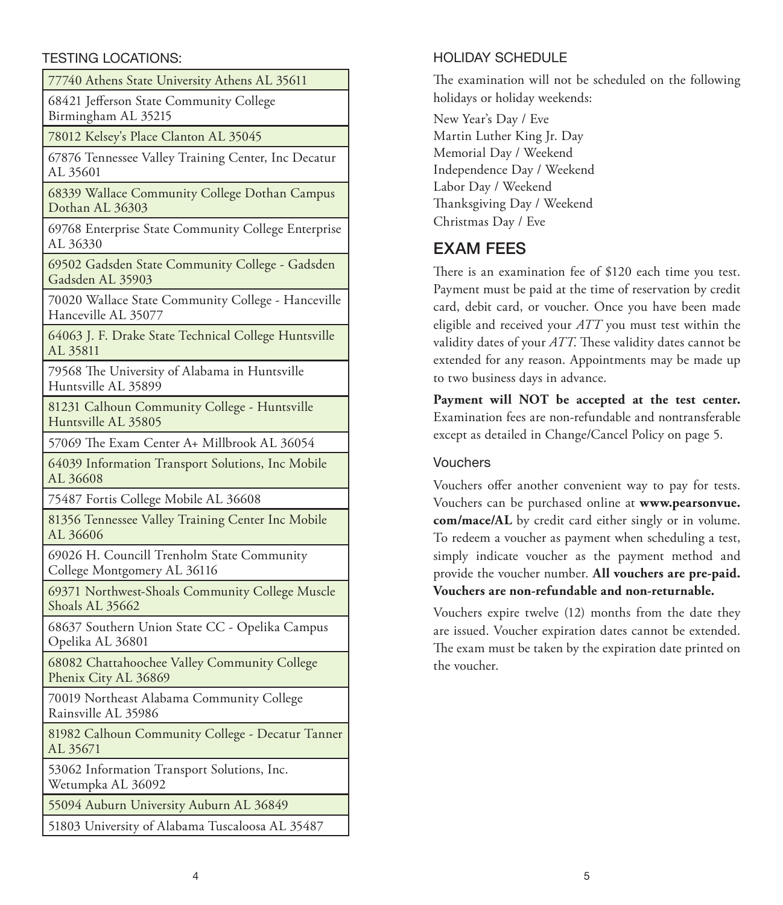### TESTING LOCATIONS:

| |
|---|
| 77740 Athens State University Athens AL 35611 |
| 68421 Jefferson State Community College Birmingham AL 35215 |
| 78012 Kelsey's Place Clanton AL 35045 |
| 67876 Tennessee Valley Training Center, Inc Decatur AL 35601 |
| 68339 Wallace Community College Dothan Campus Dothan AL 36303 |
| 69768 Enterprise State Community College Enterprise AL 36330 |
| 69502 Gadsden State Community College - Gadsden Gadsden AL 35903 |
| 70020 Wallace State Community College - Hanceville Hanceville AL 35077 |
| 64063 J. F. Drake State Technical College Huntsville AL 35811 |
| 79568 The University of Alabama in Huntsville Huntsville AL 35899 |
| 81231 Calhoun Community College - Huntsville Huntsville AL 35805 |
| 57069 The Exam Center A+ Millbrook AL 36054 |
| 64039 Information Transport Solutions, Inc Mobile AL 36608 |
| 75487 Fortis College Mobile AL 36608 |
| 81356 Tennessee Valley Training Center Inc Mobile AL 36606 |
| 69026 H. Councill Trenholm State Community College Montgomery AL 36116 |
| 69371 Northwest-Shoals Community College Muscle Shoals AL 35662 |
| 68637 Southern Union State CC - Opelika Campus Opelika AL 36801 |
| 68082 Chattahoochee Valley Community College Phenix City AL 36869 |
| 70019 Northeast Alabama Community College Rainsville AL 35986 |
| 81982 Calhoun Community College - Decatur Tanner AL 35671 |
| 53062 Information Transport Solutions, Inc. Wetumpka AL 36092 |
| 55094 Auburn University Auburn AL 36849 |
| 51803 University of Alabama Tuscaloosa AL 35487 |

### HOLIDAY SCHEDULE

The examination will not be scheduled on the following holidays or holiday weekends:

New Year's Day / Eve
Martin Luther King Jr. Day
Memorial Day / Weekend
Independence Day / Weekend
Labor Day / Weekend
Thanksgiving Day / Weekend
Christmas Day / Eve

## EXAM FEES

There is an examination fee of $120 each time you test. Payment must be paid at the time of reservation by credit card, debit card, or voucher. Once you have been made eligible and received your *ATT* you must test within the validity dates of your *ATT*. These validity dates cannot be extended for any reason. Appointments may be made up to two business days in advance.

**Payment will NOT be accepted at the test center.** Examination fees are non-refundable and nontransferable except as detailed in Change/Cancel Policy on page 5.

### Vouchers

Vouchers offer another convenient way to pay for tests. Vouchers can be purchased online at **www.pearsonvue.com/mace/AL** by credit card either singly or in volume. To redeem a voucher as payment when scheduling a test, simply indicate voucher as the payment method and provide the voucher number. **All vouchers are pre-paid. Vouchers are non-refundable and non-returnable.**

Vouchers expire twelve (12) months from the date they are issued. Voucher expiration dates cannot be extended. The exam must be taken by the expiration date printed on the voucher.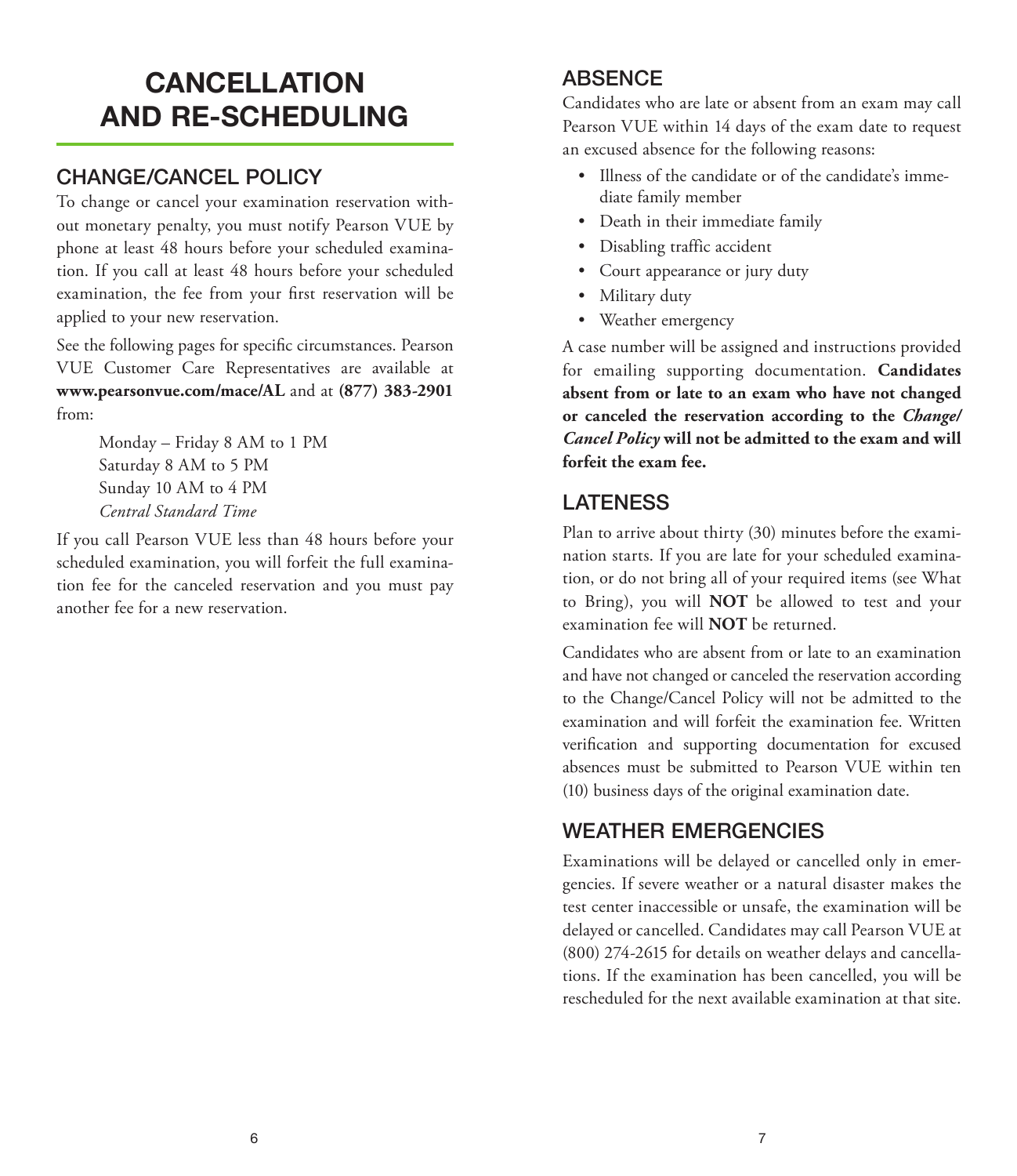# CANCELLATION AND RE-SCHEDULING

## CHANGE/CANCEL POLICY

To change or cancel your examination reservation without monetary penalty, you must notify Pearson VUE by phone at least 48 hours before your scheduled examination. If you call at least 48 hours before your scheduled examination, the fee from your first reservation will be applied to your new reservation.

See the following pages for specific circumstances. Pearson VUE Customer Care Representatives are available at **www.pearsonvue.com/mace/AL** and at **(877) 383-2901** from:

Monday – Friday 8 AM to 1 PM
Saturday 8 AM to 5 PM
Sunday 10 AM to 4 PM
*Central Standard Time*

If you call Pearson VUE less than 48 hours before your scheduled examination, you will forfeit the full examination fee for the canceled reservation and you must pay another fee for a new reservation.

## ABSENCE

Candidates who are late or absent from an exam may call Pearson VUE within 14 days of the exam date to request an excused absence for the following reasons:

- Illness of the candidate or of the candidate's immediate family member
- Death in their immediate family
- Disabling traffic accident
- Court appearance or jury duty
- Military duty
- Weather emergency

A case number will be assigned and instructions provided for emailing supporting documentation. **Candidates absent from or late to an exam who have not changed or canceled the reservation according to the *Change/Cancel Policy* will not be admitted to the exam and will forfeit the exam fee.**

## LATENESS

Plan to arrive about thirty (30) minutes before the examination starts. If you are late for your scheduled examination, or do not bring all of your required items (see What to Bring), you will **NOT** be allowed to test and your examination fee will **NOT** be returned.

Candidates who are absent from or late to an examination and have not changed or canceled the reservation according to the Change/Cancel Policy will not be admitted to the examination and will forfeit the examination fee. Written verification and supporting documentation for excused absences must be submitted to Pearson VUE within ten (10) business days of the original examination date.

## WEATHER EMERGENCIES

Examinations will be delayed or cancelled only in emergencies. If severe weather or a natural disaster makes the test center inaccessible or unsafe, the examination will be delayed or cancelled. Candidates may call Pearson VUE at (800) 274-2615 for details on weather delays and cancellations. If the examination has been cancelled, you will be rescheduled for the next available examination at that site.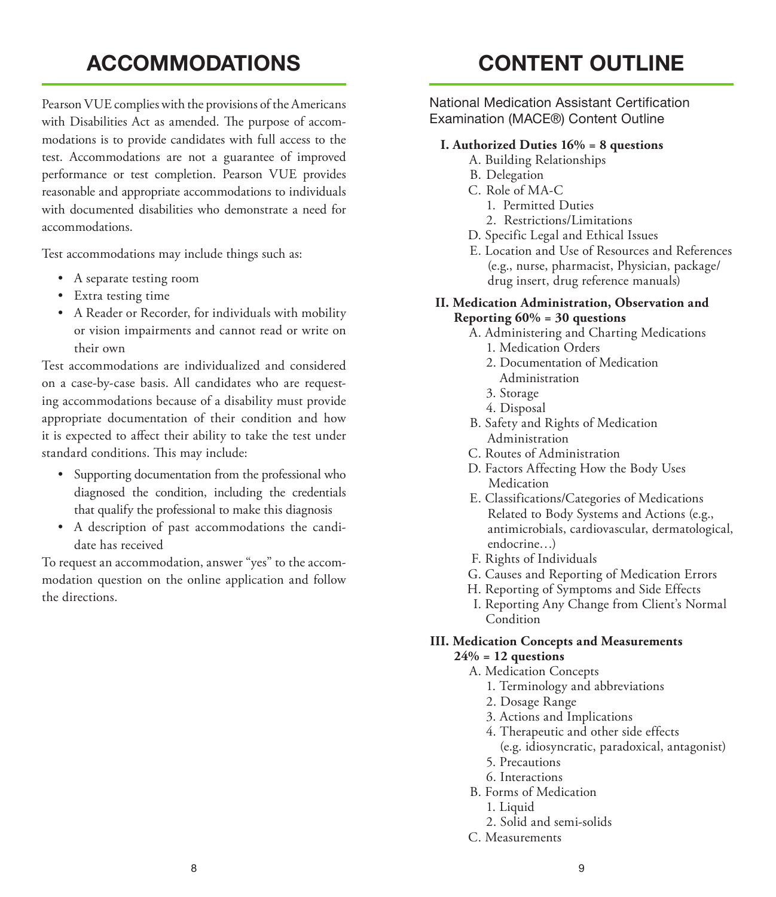# ACCOMMODATIONS

Pearson VUE complies with the provisions of the Americans with Disabilities Act as amended. The purpose of accommodations is to provide candidates with full access to the test. Accommodations are not a guarantee of improved performance or test completion. Pearson VUE provides reasonable and appropriate accommodations to individuals with documented disabilities who demonstrate a need for accommodations.

Test accommodations may include things such as:

- A separate testing room
- Extra testing time
- A Reader or Recorder, for individuals with mobility or vision impairments and cannot read or write on their own

Test accommodations are individualized and considered on a case-by-case basis. All candidates who are requesting accommodations because of a disability must provide appropriate documentation of their condition and how it is expected to affect their ability to take the test under standard conditions. This may include:

- Supporting documentation from the professional who diagnosed the condition, including the credentials that qualify the professional to make this diagnosis
- A description of past accommodations the candidate has received

To request an accommodation, answer "yes" to the accommodation question on the online application and follow the directions.

# CONTENT OUTLINE

National Medication Assistant Certification Examination (MACE®) Content Outline

**I. Authorized Duties 16% = 8 questions**

- A. Building Relationships
- B. Delegation
- C. Role of MA-C
  1. Permitted Duties
  2. Restrictions/Limitations
- D. Specific Legal and Ethical Issues
- E. Location and Use of Resources and References (e.g., nurse, pharmacist, Physician, package/drug insert, drug reference manuals)

**II. Medication Administration, Observation and Reporting 60% = 30 questions**

- A. Administering and Charting Medications
  1. Medication Orders
  2. Documentation of Medication Administration
  3. Storage
  4. Disposal
- B. Safety and Rights of Medication Administration
- C. Routes of Administration
- D. Factors Affecting How the Body Uses Medication
- E. Classifications/Categories of Medications Related to Body Systems and Actions (e.g., antimicrobials, cardiovascular, dermatological, endocrine…)
- F. Rights of Individuals
- G. Causes and Reporting of Medication Errors
- H. Reporting of Symptoms and Side Effects
- I. Reporting Any Change from Client's Normal Condition

**III. Medication Concepts and Measurements 24% = 12 questions**

- A. Medication Concepts
  1. Terminology and abbreviations
  2. Dosage Range
  3. Actions and Implications
  4. Therapeutic and other side effects (e.g. idiosyncratic, paradoxical, antagonist)
  5. Precautions
  6. Interactions
- B. Forms of Medication
  1. Liquid
  2. Solid and semi-solids
- C. Measurements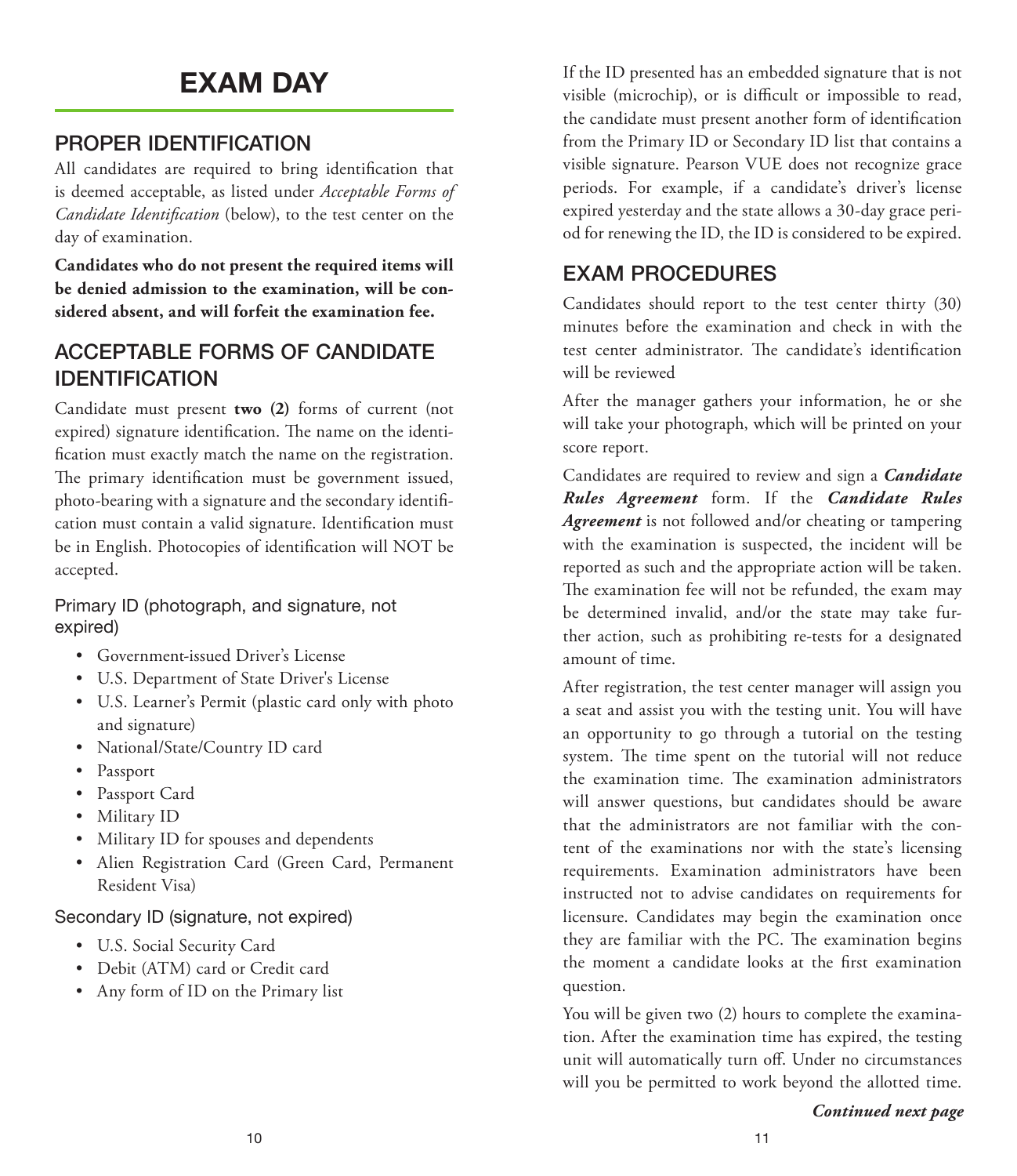# EXAM DAY

## PROPER IDENTIFICATION

All candidates are required to bring identification that is deemed acceptable, as listed under *Acceptable Forms of Candidate Identification* (below), to the test center on the day of examination.

**Candidates who do not present the required items will be denied admission to the examination, will be considered absent, and will forfeit the examination fee.**

## ACCEPTABLE FORMS OF CANDIDATE IDENTIFICATION

Candidate must present **two (2)** forms of current (not expired) signature identification. The name on the identification must exactly match the name on the registration. The primary identification must be government issued, photo-bearing with a signature and the secondary identification must contain a valid signature. Identification must be in English. Photocopies of identification will NOT be accepted.

### Primary ID (photograph, and signature, not expired)

- Government-issued Driver's License
- U.S. Department of State Driver's License
- U.S. Learner's Permit (plastic card only with photo and signature)
- National/State/Country ID card
- Passport
- Passport Card
- Military ID
- Military ID for spouses and dependents
- Alien Registration Card (Green Card, Permanent Resident Visa)

### Secondary ID (signature, not expired)

- U.S. Social Security Card
- Debit (ATM) card or Credit card
- Any form of ID on the Primary list

If the ID presented has an embedded signature that is not visible (microchip), or is difficult or impossible to read, the candidate must present another form of identification from the Primary ID or Secondary ID list that contains a visible signature. Pearson VUE does not recognize grace periods. For example, if a candidate's driver's license expired yesterday and the state allows a 30-day grace period for renewing the ID, the ID is considered to be expired.

## EXAM PROCEDURES

Candidates should report to the test center thirty (30) minutes before the examination and check in with the test center administrator. The candidate's identification will be reviewed

After the manager gathers your information, he or she will take your photograph, which will be printed on your score report.

Candidates are required to review and sign a ***Candidate Rules Agreement*** form. If the ***Candidate Rules Agreement*** is not followed and/or cheating or tampering with the examination is suspected, the incident will be reported as such and the appropriate action will be taken. The examination fee will not be refunded, the exam may be determined invalid, and/or the state may take further action, such as prohibiting re-tests for a designated amount of time.

After registration, the test center manager will assign you a seat and assist you with the testing unit. You will have an opportunity to go through a tutorial on the testing system. The time spent on the tutorial will not reduce the examination time. The examination administrators will answer questions, but candidates should be aware that the administrators are not familiar with the content of the examinations nor with the state's licensing requirements. Examination administrators have been instructed not to advise candidates on requirements for licensure. Candidates may begin the examination once they are familiar with the PC. The examination begins the moment a candidate looks at the first examination question.

You will be given two (2) hours to complete the examination. After the examination time has expired, the testing unit will automatically turn off. Under no circumstances will you be permitted to work beyond the allotted time.

***Continued next page***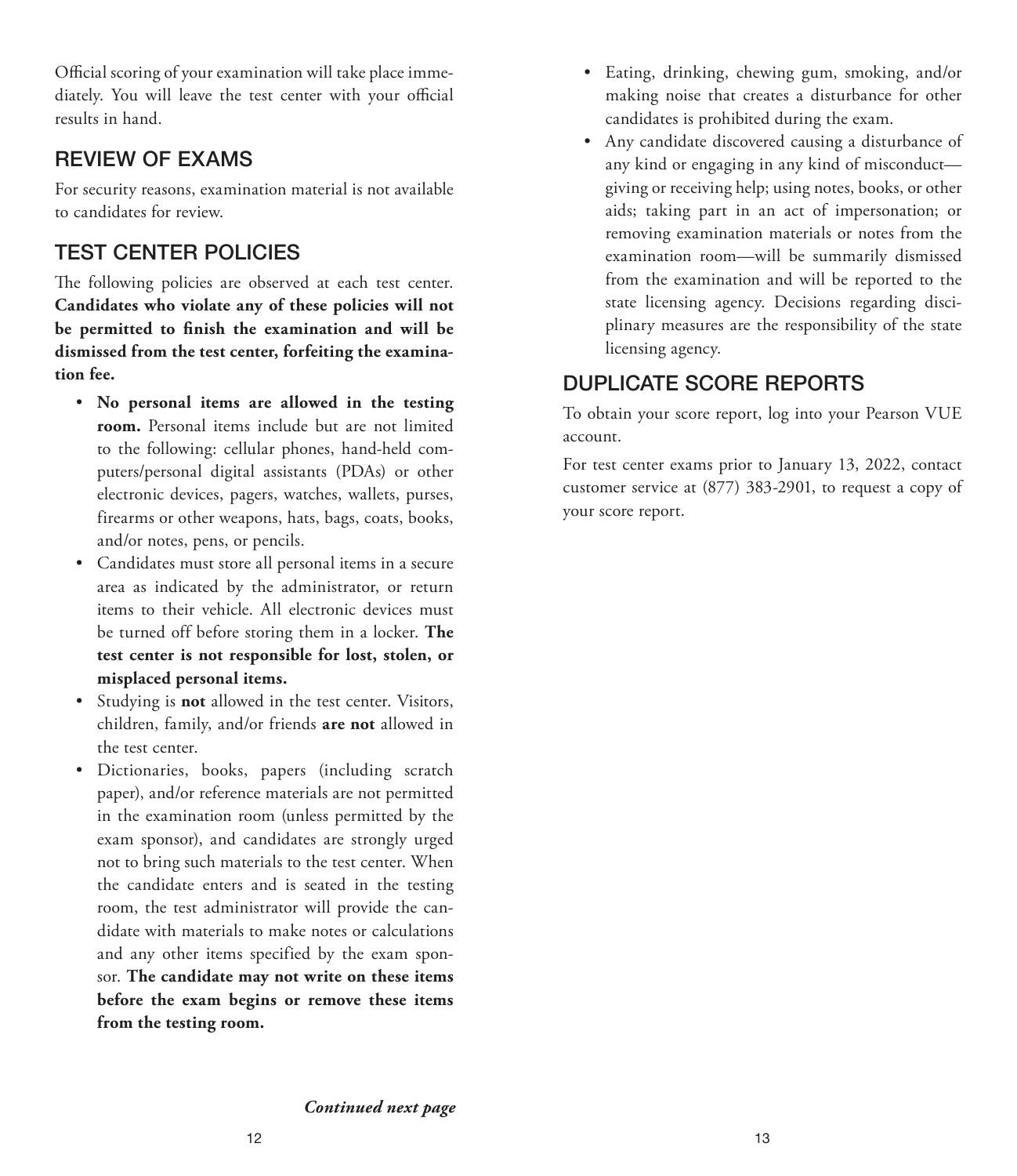Official scoring of your examination will take place immediately. You will leave the test center with your official results in hand.

## REVIEW OF EXAMS

For security reasons, examination material is not available to candidates for review.

## TEST CENTER POLICIES

The following policies are observed at each test center. **Candidates who violate any of these policies will not be permitted to finish the examination and will be dismissed from the test center, forfeiting the examination fee.**

- **No personal items are allowed in the testing room.** Personal items include but are not limited to the following: cellular phones, hand-held computers/personal digital assistants (PDAs) or other electronic devices, pagers, watches, wallets, purses, firearms or other weapons, hats, bags, coats, books, and/or notes, pens, or pencils.
- Candidates must store all personal items in a secure area as indicated by the administrator, or return items to their vehicle. All electronic devices must be turned off before storing them in a locker. **The test center is not responsible for lost, stolen, or misplaced personal items.**
- Studying is **not** allowed in the test center. Visitors, children, family, and/or friends **are not** allowed in the test center.
- Dictionaries, books, papers (including scratch paper), and/or reference materials are not permitted in the examination room (unless permitted by the exam sponsor), and candidates are strongly urged not to bring such materials to the test center. When the candidate enters and is seated in the testing room, the test administrator will provide the candidate with materials to make notes or calculations and any other items specified by the exam sponsor. **The candidate may not write on these items before the exam begins or remove these items from the testing room.**
- Eating, drinking, chewing gum, smoking, and/or making noise that creates a disturbance for other candidates is prohibited during the exam.
- Any candidate discovered causing a disturbance of any kind or engaging in any kind of misconduct—giving or receiving help; using notes, books, or other aids; taking part in an act of impersonation; or removing examination materials or notes from the examination room—will be summarily dismissed from the examination and will be reported to the state licensing agency. Decisions regarding disciplinary measures are the responsibility of the state licensing agency.

## DUPLICATE SCORE REPORTS

To obtain your score report, log into your Pearson VUE account.

For test center exams prior to January 13, 2022, contact customer service at (877) 383-2901, to request a copy of your score report.